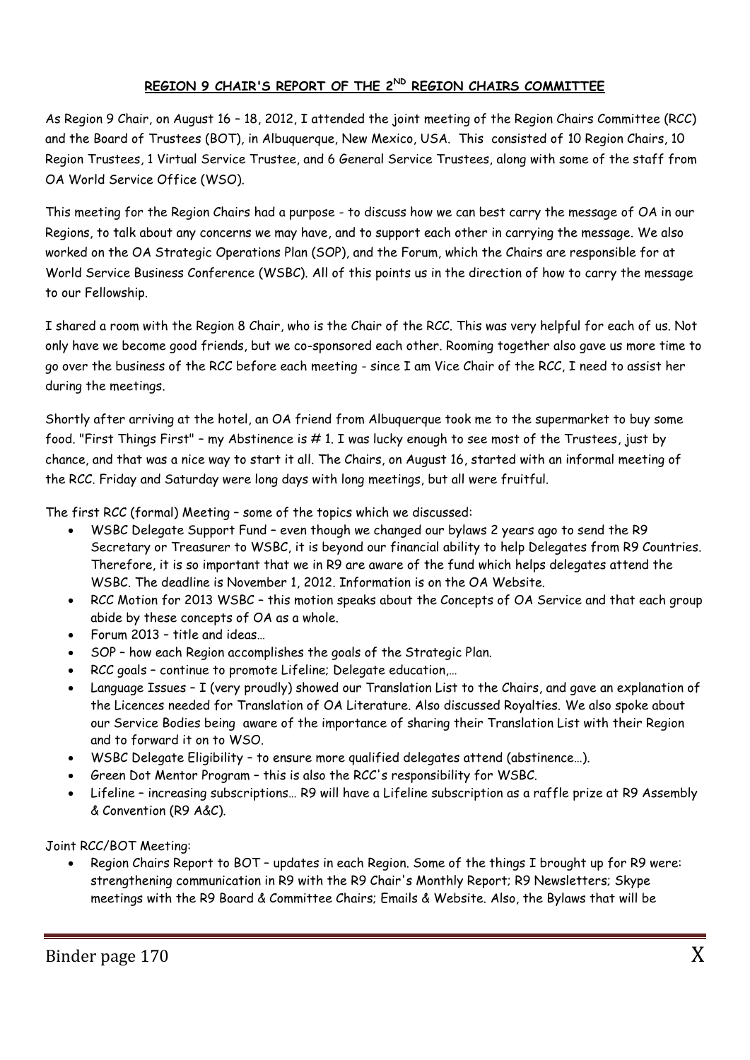## REGION 9 CHAIR'S REPORT OF THE 2ND REGION CHAIRS COMMITTEE

As Region 9 Chair, on August 16 – 18, 2012, I attended the joint meeting of the Region Chairs Committee (RCC) and the Board of Trustees (BOT), in Albuquerque, New Mexico, USA. This consisted of 10 Region Chairs, 10 Region Trustees, 1 Virtual Service Trustee, and 6 General Service Trustees, along with some of the staff from OA World Service Office (WSO).

This meeting for the Region Chairs had a purpose - to discuss how we can best carry the message of OA in our Regions, to talk about any concerns we may have, and to support each other in carrying the message. We also worked on the OA Strategic Operations Plan (SOP), and the Forum, which the Chairs are responsible for at World Service Business Conference (WSBC). All of this points us in the direction of how to carry the message to our Fellowship.

I shared a room with the Region 8 Chair, who is the Chair of the RCC. This was very helpful for each of us. Not only have we become good friends, but we co-sponsored each other. Rooming together also gave us more time to go over the business of the RCC before each meeting - since I am Vice Chair of the RCC, I need to assist her during the meetings.

Shortly after arriving at the hotel, an OA friend from Albuquerque took me to the supermarket to buy some food. "First Things First" – my Abstinence is # 1. I was lucky enough to see most of the Trustees, just by chance, and that was a nice way to start it all. The Chairs, on August 16, started with an informal meeting of the RCC. Friday and Saturday were long days with long meetings, but all were fruitful.

The first RCC (formal) Meeting – some of the topics which we discussed:

- WSBC Delegate Support Fund – even though we changed our bylaws 2 years ago to send the R9 Secretary or Treasurer to WSBC, it is beyond our financial ability to help Delegates from R9 Countries. Therefore, it is so important that we in R9 are aware of the fund which helps delegates attend the WSBC. The deadline is November 1, 2012. Information is on the OA Website.
- RCC Motion for 2013 WSBC – this motion speaks about the Concepts of OA Service and that each group abide by these concepts of OA as a whole.
- Forum 2013 – title and ideas…
- SOP – how each Region accomplishes the goals of the Strategic Plan.
- RCC goals – continue to promote Lifeline; Delegate education,…
- Language Issues – I (very proudly) showed our Translation List to the Chairs, and gave an explanation of the Licences needed for Translation of OA Literature. Also discussed Royalties. We also spoke about our Service Bodies being aware of the importance of sharing their Translation List with their Region and to forward it on to WSO.
- WSBC Delegate Eligibility – to ensure more qualified delegates attend (abstinence…).
- Green Dot Mentor Program – this is also the RCC's responsibility for WSBC.
- Lifeline – increasing subscriptions… R9 will have a Lifeline subscription as a raffle prize at R9 Assembly & Convention (R9 A&C).

Joint RCC/BOT Meeting:

- Region Chairs Report to BOT – updates in each Region. Some of the things I brought up for R9 were: strengthening communication in R9 with the R9 Chair's Monthly Report; R9 Newsletters; Skype meetings with the R9 Board & Committee Chairs; Emails & Website. Also, the Bylaws that will be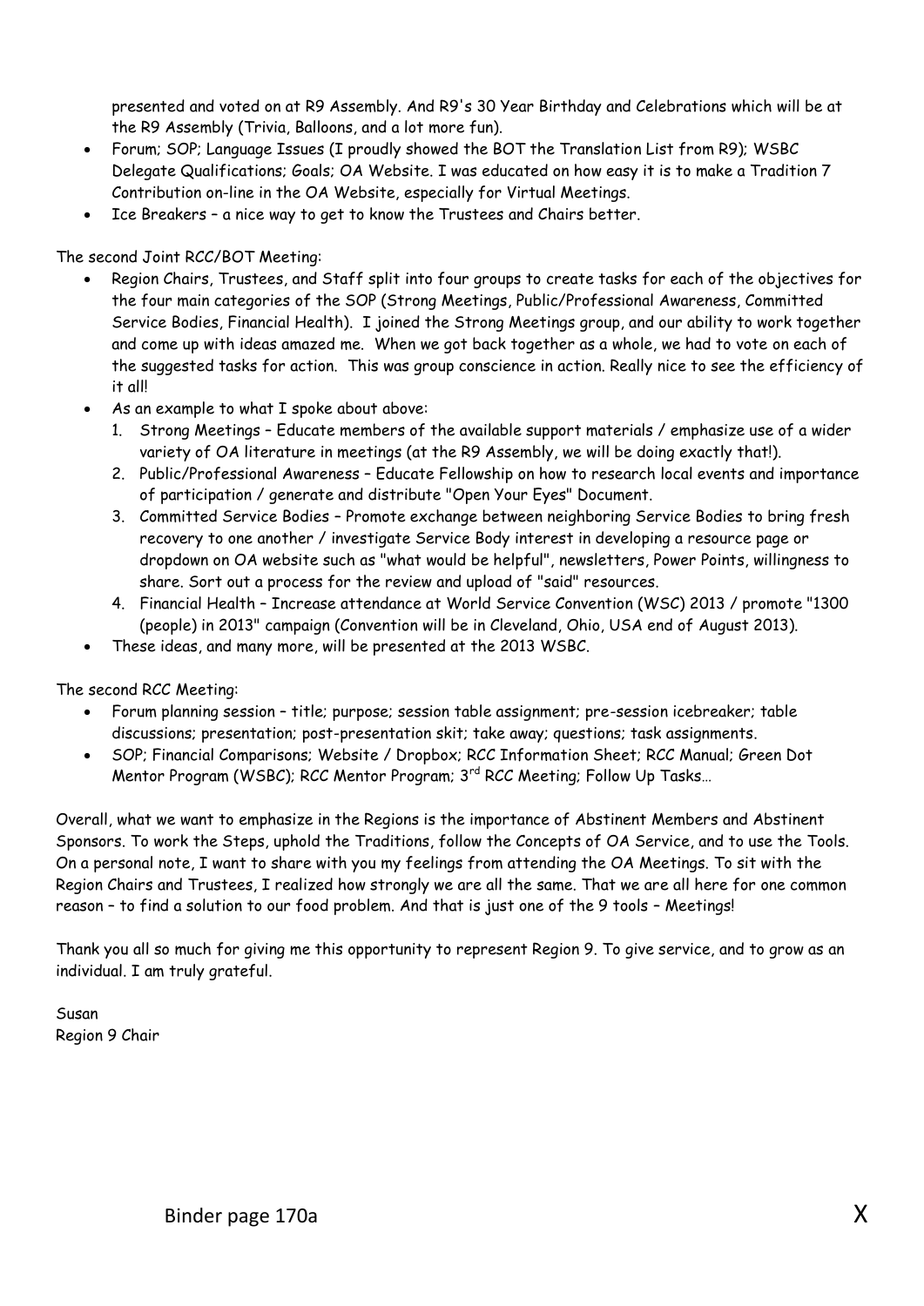presented and voted on at R9 Assembly. And R9's 30 Year Birthday and Celebrations which will be at the R9 Assembly (Trivia, Balloons, and a lot more fun).

- Forum; SOP; Language Issues (I proudly showed the BOT the Translation List from R9); WSBC Delegate Qualifications; Goals; OA Website. I was educated on how easy it is to make a Tradition 7 Contribution on-line in the OA Website, especially for Virtual Meetings.
- Ice Breakers – a nice way to get to know the Trustees and Chairs better.

The second Joint RCC/BOT Meeting:

- Region Chairs, Trustees, and Staff split into four groups to create tasks for each of the objectives for the four main categories of the SOP (Strong Meetings, Public/Professional Awareness, Committed Service Bodies, Financial Health). I joined the Strong Meetings group, and our ability to work together and come up with ideas amazed me. When we got back together as a whole, we had to vote on each of the suggested tasks for action. This was group conscience in action. Really nice to see the efficiency of it all!
- As an example to what I spoke about above:
  1. Strong Meetings – Educate members of the available support materials / emphasize use of a wider variety of OA literature in meetings (at the R9 Assembly, we will be doing exactly that!).
  2. Public/Professional Awareness – Educate Fellowship on how to research local events and importance of participation / generate and distribute "Open Your Eyes" Document.
  3. Committed Service Bodies – Promote exchange between neighboring Service Bodies to bring fresh recovery to one another / investigate Service Body interest in developing a resource page or dropdown on OA website such as "what would be helpful", newsletters, Power Points, willingness to share. Sort out a process for the review and upload of "said" resources.
  4. Financial Health – Increase attendance at World Service Convention (WSC) 2013 / promote "1300 (people) in 2013" campaign (Convention will be in Cleveland, Ohio, USA end of August 2013).
- These ideas, and many more, will be presented at the 2013 WSBC.

The second RCC Meeting:

- Forum planning session – title; purpose; session table assignment; pre-session icebreaker; table discussions; presentation; post-presentation skit; take away; questions; task assignments.
- SOP; Financial Comparisons; Website / Dropbox; RCC Information Sheet; RCC Manual; Green Dot Mentor Program (WSBC); RCC Mentor Program; 3rd RCC Meeting; Follow Up Tasks…

Overall, what we want to emphasize in the Regions is the importance of Abstinent Members and Abstinent Sponsors. To work the Steps, uphold the Traditions, follow the Concepts of OA Service, and to use the Tools. On a personal note, I want to share with you my feelings from attending the OA Meetings. To sit with the Region Chairs and Trustees, I realized how strongly we are all the same. That we are all here for one common reason – to find a solution to our food problem. And that is just one of the 9 tools – Meetings!

Thank you all so much for giving me this opportunity to represent Region 9. To give service, and to grow as an individual. I am truly grateful.

Susan
Region 9 Chair

Binder page 170a X